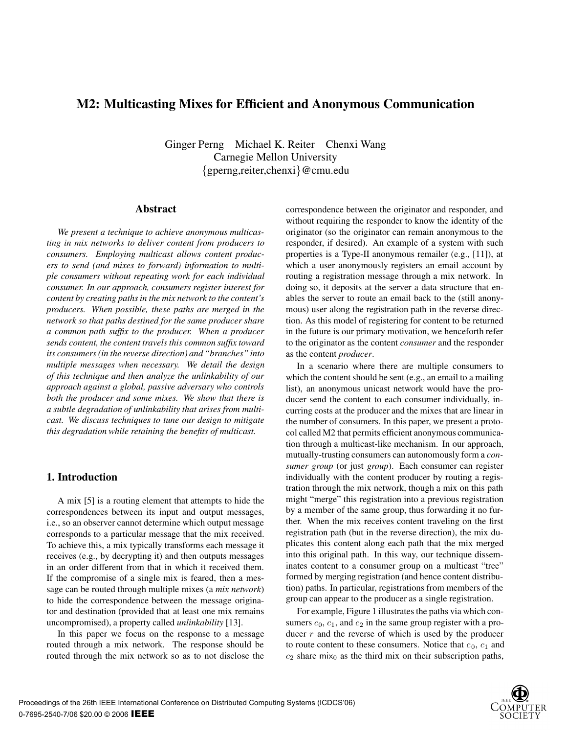# M2: Multicasting Mixes for Efficient and Anonymous Communication

Ginger Perng    Michael K. Reiter    Chenxi Wang
Carnegie Mellon University
{gperng,reiter,chenxi}@cmu.edu

## Abstract

*We present a technique to achieve anonymous multicasting in mix networks to deliver content from producers to consumers. Employing multicast allows content producers to send (and mixes to forward) information to multiple consumers without repeating work for each individual consumer. In our approach, consumers register interest for content by creating paths in the mix network to the content's producers. When possible, these paths are merged in the network so that paths destined for the same producer share a common path suffix to the producer. When a producer sends content, the content travels this common suffix toward its consumers (in the reverse direction) and "branches" into multiple messages when necessary. We detail the design of this technique and then analyze the unlinkability of our approach against a global, passive adversary who controls both the producer and some mixes. We show that there is a subtle degradation of unlinkability that arises from multicast. We discuss techniques to tune our design to mitigate this degradation while retaining the benefits of multicast.*

## 1. Introduction

A mix [5] is a routing element that attempts to hide the correspondences between its input and output messages, i.e., so an observer cannot determine which output message corresponds to a particular message that the mix received. To achieve this, a mix typically transforms each message it receives (e.g., by decrypting it) and then outputs messages in an order different from that in which it received them. If the compromise of a single mix is feared, then a message can be routed through multiple mixes (a *mix network*) to hide the correspondence between the message originator and destination (provided that at least one mix remains uncompromised), a property called *unlinkability* [13].

In this paper we focus on the response to a message routed through a mix network. The response should be routed through the mix network so as to not disclose the correspondence between the originator and responder, and without requiring the responder to know the identity of the originator (so the originator can remain anonymous to the responder, if desired). An example of a system with such properties is a Type-II anonymous remailer (e.g., [11]), at which a user anonymously registers an email account by routing a registration message through a mix network. In doing so, it deposits at the server a data structure that enables the server to route an email back to the (still anonymous) user along the registration path in the reverse direction. As this model of registering for content to be returned in the future is our primary motivation, we henceforth refer to the originator as the content *consumer* and the responder as the content *producer*.

In a scenario where there are multiple consumers to which the content should be sent (e.g., an email to a mailing list), an anonymous unicast network would have the producer send the content to each consumer individually, incurring costs at the producer and the mixes that are linear in the number of consumers. In this paper, we present a protocol called M2 that permits efficient anonymous communication through a multicast-like mechanism. In our approach, mutually-trusting consumers can autonomously form a *consumer group* (or just *group*). Each consumer can register individually with the content producer by routing a registration through the mix network, though a mix on this path might "merge" this registration into a previous registration by a member of the same group, thus forwarding it no further. When the mix receives content traveling on the first registration path (but in the reverse direction), the mix duplicates this content along each path that the mix merged into this original path. In this way, our technique disseminates content to a consumer group on a multicast "tree" formed by merging registration (and hence content distribution) paths. In particular, registrations from members of the group can appear to the producer as a single registration.

For example, Figure 1 illustrates the paths via which consumers $c_0$, $c_1$, and $c_2$ in the same group register with a producer $r$ and the reverse of which is used by the producer to route content to these consumers. Notice that $c_0$, $c_1$ and $c_2$ share $\mathsf{mix}_0$ as the third mix on their subscription paths,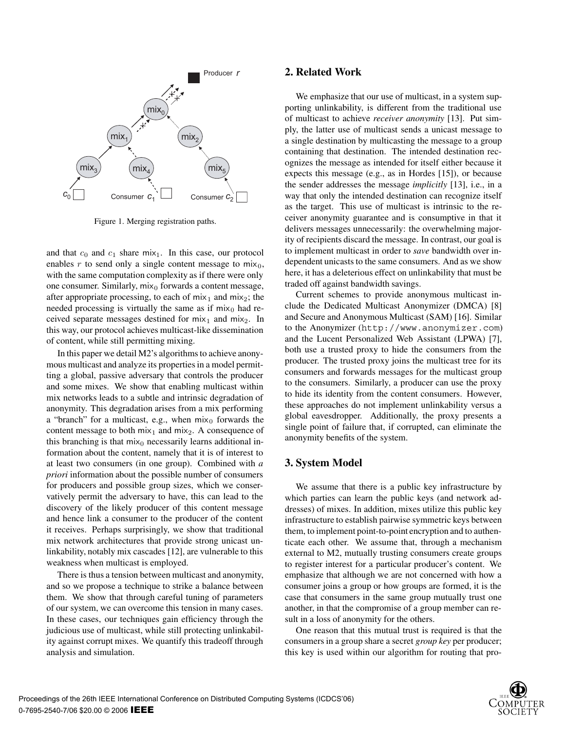Producer $r$

$\text{mix}_0$

$\text{mix}_1$

$\text{mix}_2$

$\text{mix}_3$

$\text{mix}_4$

$\text{mix}_5$

$c_0$

Consumer $c_1$

Consumer $c_2$

Figure 1. Merging registration paths.

and that $c_0$ and $c_1$ share $\text{mix}_1$. In this case, our protocol enables $r$ to send only a single content message to $\text{mix}_0$, with the same computation complexity as if there were only one consumer. Similarly, $\text{mix}_0$ forwards a content message, after appropriate processing, to each of $\text{mix}_1$ and $\text{mix}_2$; the needed processing is virtually the same as if $\text{mix}_0$ had received separate messages destined for $\text{mix}_1$ and $\text{mix}_2$. In this way, our protocol achieves multicast-like dissemination of content, while still permitting mixing.

In this paper we detail M2's algorithms to achieve anonymous multicast and analyze its properties in a model permitting a global, passive adversary that controls the producer and some mixes. We show that enabling multicast within mix networks leads to a subtle and intrinsic degradation of anonymity. This degradation arises from a mix performing a "branch" for a multicast, e.g., when $\text{mix}_0$ forwards the content message to both $\text{mix}_1$ and $\text{mix}_2$. A consequence of this branching is that $\text{mix}_0$ necessarily learns additional information about the content, namely that it is of interest to at least two consumers (in one group). Combined with *a priori* information about the possible number of consumers for producers and possible group sizes, which we conservatively permit the adversary to have, this can lead to the discovery of the likely producer of this content message and hence link a consumer to the producer of the content it receives. Perhaps surprisingly, we show that traditional mix network architectures that provide strong unicast unlinkability, notably mix cascades [12], are vulnerable to this weakness when multicast is employed.

There is thus a tension between multicast and anonymity, and so we propose a technique to strike a balance between them. We show that through careful tuning of parameters of our system, we can overcome this tension in many cases. In these cases, our techniques gain efficiency through the judicious use of multicast, while still protecting unlinkability against corrupt mixes. We quantify this tradeoff through analysis and simulation.

## 2. Related Work

We emphasize that our use of multicast, in a system supporting unlinkability, is different from the traditional use of multicast to achieve *receiver anonymity* [13]. Put simply, the latter use of multicast sends a unicast message to a single destination by multicasting the message to a group containing that destination. The intended destination recognizes the message as intended for itself either because it expects this message (e.g., as in Hordes [15]), or because the sender addresses the message *implicitly* [13], i.e., in a way that only the intended destination can recognize itself as the target. This use of multicast is intrinsic to the receiver anonymity guarantee and is consumptive in that it delivers messages unnecessarily: the overwhelming majority of recipients discard the message. In contrast, our goal is to implement multicast in order to *save* bandwidth over independent unicasts to the same consumers. And as we show here, it has a deleterious effect on unlinkability that must be traded off against bandwidth savings.

Current schemes to provide anonymous multicast include the Dedicated Multicast Anonymizer (DMCA) [8] and Secure and Anonymous Multicast (SAM) [16]. Similar to the Anonymizer (`http://www.anonymizer.com`) and the Lucent Personalized Web Assistant (LPWA) [7], both use a trusted proxy to hide the consumers from the producer. The trusted proxy joins the multicast tree for its consumers and forwards messages for the multicast group to the consumers. Similarly, a producer can use the proxy to hide its identity from the content consumers. However, these approaches do not implement unlinkability versus a global eavesdropper. Additionally, the proxy presents a single point of failure that, if corrupted, can eliminate the anonymity benefits of the system.

## 3. System Model

We assume that there is a public key infrastructure by which parties can learn the public keys (and network addresses) of mixes. In addition, mixes utilize this public key infrastructure to establish pairwise symmetric keys between them, to implement point-to-point encryption and to authenticate each other. We assume that, through a mechanism external to M2, mutually trusting consumers create groups to register interest for a particular producer's content. We emphasize that although we are not concerned with how a consumer joins a group or how groups are formed, it is the case that consumers in the same group mutually trust one another, in that the compromise of a group member can result in a loss of anonymity for the others.

One reason that this mutual trust is required is that the consumers in a group share a secret *group key* per producer; this key is used within our algorithm for routing that pro-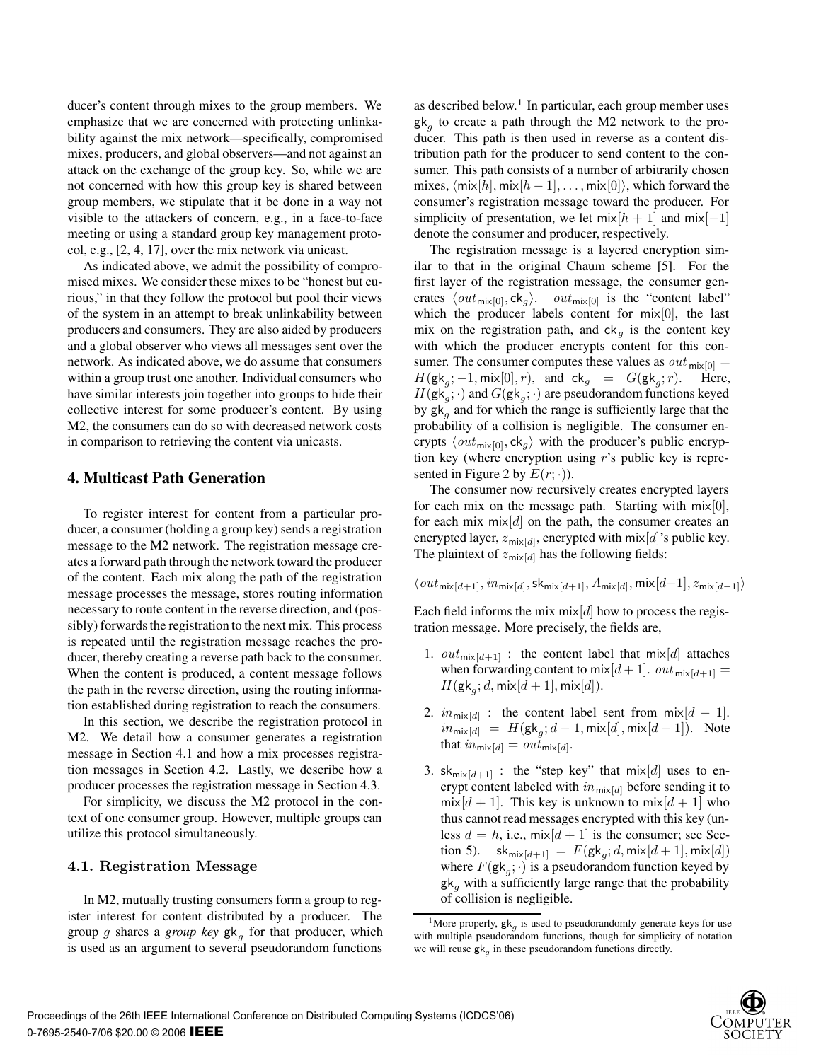ducer's content through mixes to the group members. We emphasize that we are concerned with protecting unlinkability against the mix network—specifically, compromised mixes, producers, and global observers—and not against an attack on the exchange of the group key. So, while we are not concerned with how this group key is shared between group members, we stipulate that it be done in a way not visible to the attackers of concern, e.g., in a face-to-face meeting or using a standard group key management protocol, e.g., [2, 4, 17], over the mix network via unicast.

As indicated above, we admit the possibility of compromised mixes. We consider these mixes to be "honest but curious," in that they follow the protocol but pool their views of the system in an attempt to break unlinkability between producers and consumers. They are also aided by producers and a global observer who views all messages sent over the network. As indicated above, we do assume that consumers within a group trust one another. Individual consumers who have similar interests join together into groups to hide their collective interest for some producer's content. By using M2, the consumers can do so with decreased network costs in comparison to retrieving the content via unicasts.

## 4. Multicast Path Generation

To register interest for content from a particular producer, a consumer (holding a group key) sends a registration message to the M2 network. The registration message creates a forward path through the network toward the producer of the content. Each mix along the path of the registration message processes the message, stores routing information necessary to route content in the reverse direction, and (possibly) forwards the registration to the next mix. This process is repeated until the registration message reaches the producer, thereby creating a reverse path back to the consumer. When the content is produced, a content message follows the path in the reverse direction, using the routing information established during registration to reach the consumers.

In this section, we describe the registration protocol in M2. We detail how a consumer generates a registration message in Section 4.1 and how a mix processes registration messages in Section 4.2. Lastly, we describe how a producer processes the registration message in Section 4.3.

For simplicity, we discuss the M2 protocol in the context of one consumer group. However, multiple groups can utilize this protocol simultaneously.

### 4.1. Registration Message

In M2, mutually trusting consumers form a group to register interest for content distributed by a producer. The group $g$ shares a *group key* $\mathsf{gk}_g$ for that producer, which is used as an argument to several pseudorandom functions as described below.[1] In particular, each group member uses $\mathsf{gk}_g$ to create a path through the M2 network to the producer. This path is then used in reverse as a content distribution path for the producer to send content to the consumer. This path consists of a number of arbitrarily chosen mixes, $\langle \mathsf{mix}[h], \mathsf{mix}[h-1], \ldots, \mathsf{mix}[0] \rangle$, which forward the consumer's registration message toward the producer. For simplicity of presentation, we let $\mathsf{mix}[h+1]$ and $\mathsf{mix}[-1]$ denote the consumer and producer, respectively.

The registration message is a layered encryption similar to that in the original Chaum scheme [5]. For the first layer of the registration message, the consumer generates $\langle out_{\mathsf{mix}[0]}, \mathsf{ck}_g \rangle$. $out_{\mathsf{mix}[0]}$ is the "content label" which the producer labels content for $\mathsf{mix}[0]$, the last mix on the registration path, and $\mathsf{ck}_g$ is the content key with which the producer encrypts content for this consumer. The consumer computes these values as $out_{\mathsf{mix}[0]} = H(\mathsf{gk}_g; -1, \mathsf{mix}[0], r)$, and $\mathsf{ck}_g = G(\mathsf{gk}_g; r)$. Here, $H(\mathsf{gk}_g; \cdot)$ and $G(\mathsf{gk}_g; \cdot)$ are pseudorandom functions keyed by $\mathsf{gk}_g$ and for which the range is sufficiently large that the probability of a collision is negligible. The consumer encrypts $\langle out_{\mathsf{mix}[0]}, \mathsf{ck}_g \rangle$ with the producer's public encryption key (where encryption using $r$'s public key is represented in Figure 2 by $E(r; \cdot)$).

The consumer now recursively creates encrypted layers for each mix on the message path. Starting with $\mathsf{mix}[0]$, for each mix $\mathsf{mix}[d]$ on the path, the consumer creates an encrypted layer, $z_{\mathsf{mix}[d]}$, encrypted with $\mathsf{mix}[d]$'s public key. The plaintext of $z_{\mathsf{mix}[d]}$ has the following fields:

$$\langle out_{\mathsf{mix}[d+1]}, in_{\mathsf{mix}[d]}, \mathsf{sk}_{\mathsf{mix}[d+1]}, A_{\mathsf{mix}[d]}, \mathsf{mix}[d-1], z_{\mathsf{mix}[d-1]} \rangle$$

Each field informs the mix $\mathsf{mix}[d]$ how to process the registration message. More precisely, the fields are,

1. $out_{\mathsf{mix}[d+1]}$ : the content label that $\mathsf{mix}[d]$ attaches when forwarding content to $\mathsf{mix}[d+1]$. $out_{\mathsf{mix}[d+1]} = H(\mathsf{gk}_g; d, \mathsf{mix}[d+1], \mathsf{mix}[d])$.
2. $in_{\mathsf{mix}[d]}$ : the content label sent from $\mathsf{mix}[d-1]$. $in_{\mathsf{mix}[d]} = H(\mathsf{gk}_g; d-1, \mathsf{mix}[d], \mathsf{mix}[d-1])$. Note that $in_{\mathsf{mix}[d]} = out_{\mathsf{mix}[d]}$.
3. $\mathsf{sk}_{\mathsf{mix}[d+1]}$ : the "step key" that $\mathsf{mix}[d]$ uses to encrypt content labeled with $in_{\mathsf{mix}[d]}$ before sending it to $\mathsf{mix}[d+1]$. This key is unknown to $\mathsf{mix}[d+1]$ who thus cannot read messages encrypted with this key (unless $d = h$, i.e., $\mathsf{mix}[d+1]$ is the consumer; see Section 5). $\mathsf{sk}_{\mathsf{mix}[d+1]} = F(\mathsf{gk}_g; d, \mathsf{mix}[d+1], \mathsf{mix}[d])$ where $F(\mathsf{gk}_g; \cdot)$ is a pseudorandom function keyed by $\mathsf{gk}_g$ with a sufficiently large range that the probability of collision is negligible.

[1] More properly, $\mathsf{gk}_g$ is used to pseudorandomly generate keys for use with multiple pseudorandom functions, though for simplicity of notation we will reuse $\mathsf{gk}_g$ in these pseudorandom functions directly.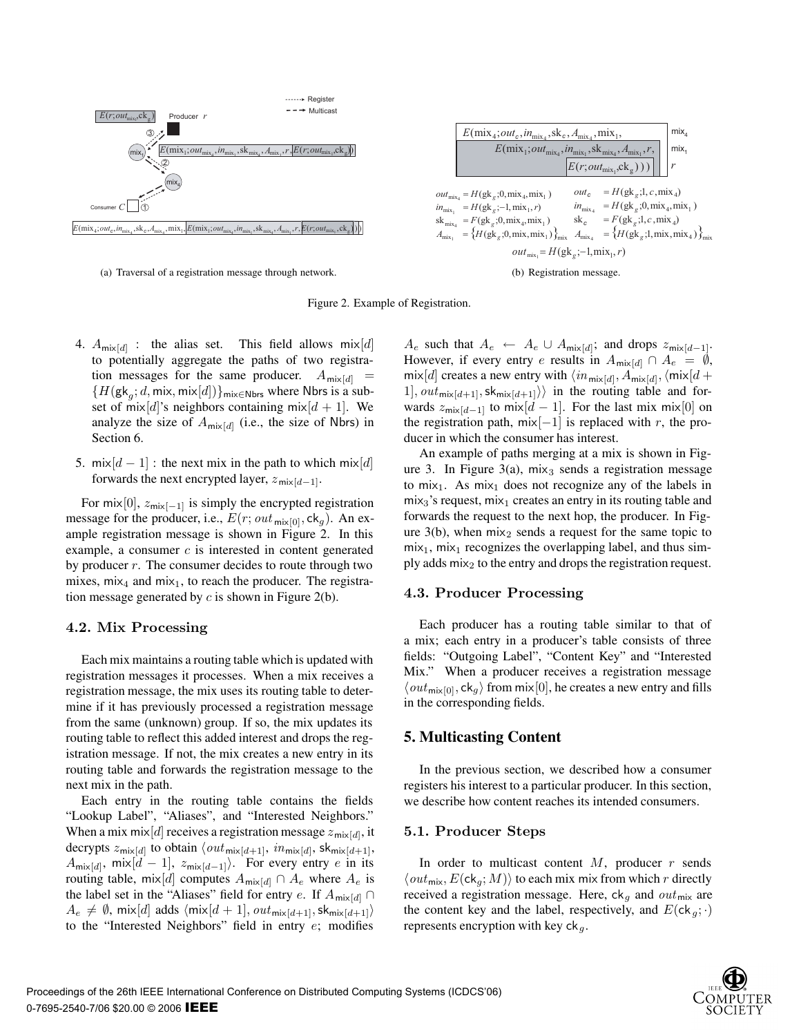Figure 2. Example of Registration.

(a) Traversal of a registration message through network.

(b) Registration message.

4. $A_{\mathsf{mix}[d]}$ : the alias set. This field allows $\mathsf{mix}[d]$ to potentially aggregate the paths of two registration messages for the same producer. $A_{\mathsf{mix}[d]} = \{H(\mathsf{gk}_g; d, \mathsf{mix}, \mathsf{mix}[d])\}_{\mathsf{mix} \in \mathsf{Nbrs}}$ where Nbrs is a subset of $\mathsf{mix}[d]$'s neighbors containing $\mathsf{mix}[d+1]$. We analyze the size of $A_{\mathsf{mix}[d]}$ (i.e., the size of Nbrs) in Section 6.

5. $\mathsf{mix}[d-1]$ : the next mix in the path to which $\mathsf{mix}[d]$ forwards the next encrypted layer, $z_{\mathsf{mix}[d-1]}$.

For $\mathsf{mix}[0]$, $z_{\mathsf{mix}[-1]}$ is simply the encrypted registration message for the producer, i.e., $E(r; out_{\mathsf{mix}[0]}, \mathsf{ck}_g)$. An example registration message is shown in Figure 2. In this example, a consumer $c$ is interested in content generated by producer $r$. The consumer decides to route through two mixes, $\mathsf{mix}_4$ and $\mathsf{mix}_1$, to reach the producer. The registration message generated by $c$ is shown in Figure 2(b).

### 4.2. Mix Processing

Each mix maintains a routing table which is updated with registration messages it processes. When a mix receives a registration message, the mix uses its routing table to determine if it has previously processed a registration message from the same (unknown) group. If so, the mix updates its routing table to reflect this added interest and drops the registration message. If not, the mix creates a new entry in its routing table and forwards the registration message to the next mix in the path.

Each entry in the routing table contains the fields "Lookup Label", "Aliases", and "Interested Neighbors." When a mix $\mathsf{mix}[d]$ receives a registration message $z_{\mathsf{mix}[d]}$, it decrypts $z_{\mathsf{mix}[d]}$ to obtain $\langle out_{\mathsf{mix}[d+1]}, in_{\mathsf{mix}[d]}, \mathsf{sk}_{\mathsf{mix}[d+1]}, A_{\mathsf{mix}[d]}, \mathsf{mix}[d-1], z_{\mathsf{mix}[d-1]} \rangle$. For every entry $e$ in its routing table, $\mathsf{mix}[d]$ computes $A_{\mathsf{mix}[d]} \cap A_e$ where $A_e$ is the label set in the "Aliases" field for entry $e$. If $A_{\mathsf{mix}[d]} \cap A_e \neq \emptyset$, $\mathsf{mix}[d]$ adds $\langle \mathsf{mix}[d+1], out_{\mathsf{mix}[d+1]}, \mathsf{sk}_{\mathsf{mix}[d+1]} \rangle$ to the "Interested Neighbors" field in entry $e$; modifies $A_e$ such that $A_e \leftarrow A_e \cup A_{\mathsf{mix}[d]}$; and drops $z_{\mathsf{mix}[d-1]}$. However, if every entry $e$ results in $A_{\mathsf{mix}[d]} \cap A_e = \emptyset$, $\mathsf{mix}[d]$ creates a new entry with $\langle in_{\mathsf{mix}[d]}, A_{\mathsf{mix}[d]}, \langle \mathsf{mix}[d+1], out_{\mathsf{mix}[d+1]}, \mathsf{sk}_{\mathsf{mix}[d+1]} \rangle \rangle$ in the routing table and forwards $z_{\mathsf{mix}[d-1]}$ to $\mathsf{mix}[d-1]$. For the last mix $\mathsf{mix}[0]$ on the registration path, $\mathsf{mix}[-1]$ is replaced with $r$, the producer in which the consumer has interest.

An example of paths merging at a mix is shown in Figure 3. In Figure 3(a), $\mathsf{mix}_3$ sends a registration message to $\mathsf{mix}_1$. As $\mathsf{mix}_1$ does not recognize any of the labels in $\mathsf{mix}_3$'s request, $\mathsf{mix}_1$ creates an entry in its routing table and forwards the request to the next hop, the producer. In Figure 3(b), when $\mathsf{mix}_2$ sends a request for the same topic to $\mathsf{mix}_1$, $\mathsf{mix}_1$ recognizes the overlapping label, and thus simply adds $\mathsf{mix}_2$ to the entry and drops the registration request.

### 4.3. Producer Processing

Each producer has a routing table similar to that of a mix; each entry in a producer's table consists of three fields: "Outgoing Label", "Content Key" and "Interested Mix." When a producer receives a registration message $\langle out_{\mathsf{mix}[0]}, \mathsf{ck}_g \rangle$ from $\mathsf{mix}[0]$, he creates a new entry and fills in the corresponding fields.

## 5. Multicasting Content

In the previous section, we described how a consumer registers his interest to a particular producer. In this section, we describe how content reaches its intended consumers.

### 5.1. Producer Steps

In order to multicast content $M$, producer $r$ sends $\langle out_{\mathsf{mix}}, E(\mathsf{ck}_g; M) \rangle$ to each mix mix from which $r$ directly received a registration message. Here, $\mathsf{ck}_g$ and $out_{\mathsf{mix}}$ are the content key and the label, respectively, and $E(\mathsf{ck}_g; \cdot)$ represents encryption with key $\mathsf{ck}_g$.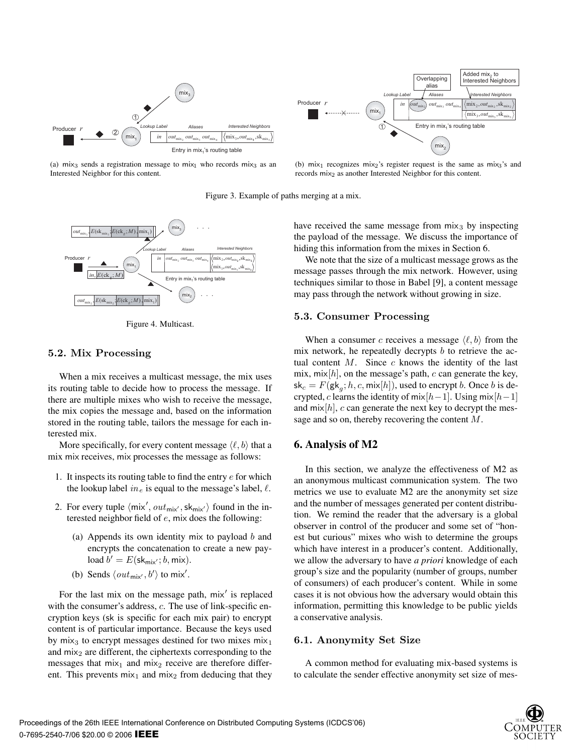(a) $\mathsf{mix}_3$ sends a registration message to $\mathsf{mix}_1$ who records $\mathsf{mix}_3$ as an Interested Neighbor for this content.

(b) $\mathsf{mix}_1$ recognizes $\mathsf{mix}_2$'s register request is the same as $\mathsf{mix}_3$'s and records $\mathsf{mix}_2$ as another Interested Neighbor for this content.

Figure 3. Example of paths merging at a mix.

Figure 4. Multicast.

### 5.2. Mix Processing

When a mix receives a multicast message, the mix uses its routing table to decide how to process the message. If there are multiple mixes who wish to receive the message, the mix copies the message and, based on the information stored in the routing table, tailors the message for each interested mix.

More specifically, for every content message $\langle \ell, b \rangle$ that a mix $\mathsf{mix}$ receives, $\mathsf{mix}$ processes the message as follows:

1. It inspects its routing table to find the entry $e$ for which the lookup label $in_e$ is equal to the message's label, $\ell$.
2. For every tuple $\langle \mathsf{mix}', out_{\mathsf{mix}'}, \mathsf{sk}_{\mathsf{mix}'} \rangle$ found in the interested neighbor field of $e$, $\mathsf{mix}$ does the following:
   (a) Appends its own identity $\mathsf{mix}$ to payload $b$ and encrypts the concatenation to create a new payload $b' = E(\mathsf{sk}_{\mathsf{mix}'}; b, \mathsf{mix})$.
   (b) Sends $\langle out_{\mathsf{mix}'}, b' \rangle$ to $\mathsf{mix}'$.

For the last mix on the message path, $\mathsf{mix}'$ is replaced with the consumer's address, $c$. The use of link-specific encryption keys ($\mathsf{sk}$ is specific for each mix pair) to encrypt content is of particular importance. Because the keys used by $\mathsf{mix}_3$ to encrypt messages destined for two mixes $\mathsf{mix}_1$ and $\mathsf{mix}_2$ are different, the ciphertexts corresponding to the messages that $\mathsf{mix}_1$ and $\mathsf{mix}_2$ receive are therefore different. This prevents $\mathsf{mix}_1$ and $\mathsf{mix}_2$ from deducing that they have received the same message from $\mathsf{mix}_3$ by inspecting the payload of the message. We discuss the importance of hiding this information from the mixes in Section 6.

We note that the size of a multicast message grows as the message passes through the mix network. However, using techniques similar to those in Babel [9], a content message may pass through the network without growing in size.

### 5.3. Consumer Processing

When a consumer $c$ receives a message $\langle \ell, b \rangle$ from the mix network, he repeatedly decrypts $b$ to retrieve the actual content $M$. Since $c$ knows the identity of the last mix, $\mathsf{mix}[h]$, on the message's path, $c$ can generate the key, $\mathsf{sk}_c = F(\mathsf{gk}_g; h, c, \mathsf{mix}[h])$, used to encrypt $b$. Once $b$ is decrypted, $c$ learns the identity of $\mathsf{mix}[h-1]$. Using $\mathsf{mix}[h-1]$ and $\mathsf{mix}[h]$, $c$ can generate the next key to decrypt the message and so on, thereby recovering the content $M$.

## 6. Analysis of M2

In this section, we analyze the effectiveness of M2 as an anonymous multicast communication system. The two metrics we use to evaluate M2 are the anonymity set size and the number of messages generated per content distribution. We remind the reader that the adversary is a global observer in control of the producer and some set of "honest but curious" mixes who wish to determine the groups which have interest in a producer's content. Additionally, we allow the adversary to have *a priori* knowledge of each group's size and the popularity (number of groups, number of consumers) of each producer's content. While in some cases it is not obvious how the adversary would obtain this information, permitting this knowledge to be public yields a conservative analysis.

### 6.1. Anonymity Set Size

A common method for evaluating mix-based systems is to calculate the sender effective anonymity set size of mes-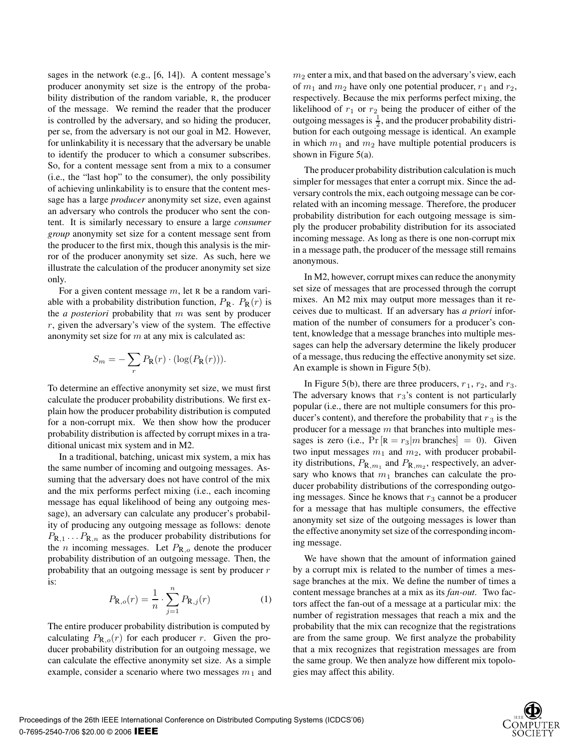sages in the network (e.g., [6, 14]). A content message's producer anonymity set size is the entropy of the probability distribution of the random variable, R, the producer of the message. We remind the reader that the producer is controlled by the adversary, and so hiding the producer, per se, from the adversary is not our goal in M2. However, for unlinkability it is necessary that the adversary be unable to identify the producer to which a consumer subscribes. So, for a content message sent from a mix to a consumer (i.e., the "last hop" to the consumer), the only possibility of achieving unlinkability is to ensure that the content message has a large *producer* anonymity set size, even against an adversary who controls the producer who sent the content. It is similarly necessary to ensure a large *consumer group* anonymity set size for a content message sent from the producer to the first mix, though this analysis is the mirror of the producer anonymity set size. As such, here we illustrate the calculation of the producer anonymity set size only.

For a given content message $m$, let R be a random variable with a probability distribution function, $P_{\mathrm{R}}$. $P_{\mathrm{R}}(r)$ is the *a posteriori* probability that $m$ was sent by producer $r$, given the adversary's view of the system. The effective anonymity set size for $m$ at any mix is calculated as:

$$S_m = -\sum_r P_{\mathrm{R}}(r) \cdot (\log(P_{\mathrm{R}}(r))).$$

To determine an effective anonymity set size, we must first calculate the producer probability distributions. We first explain how the producer probability distribution is computed for a non-corrupt mix. We then show how the producer probability distribution is affected by corrupt mixes in a traditional unicast mix system and in M2.

In a traditional, batching, unicast mix system, a mix has the same number of incoming and outgoing messages. Assuming that the adversary does not have control of the mix and the mix performs perfect mixing (i.e., each incoming message has equal likelihood of being any outgoing message), an adversary can calculate any producer's probability of producing any outgoing message as follows: denote $P_{\mathrm{R},1} \ldots P_{\mathrm{R},n}$ as the producer probability distributions for the $n$ incoming messages. Let $P_{\mathrm{R},o}$ denote the producer probability distribution of an outgoing message. Then, the probability that an outgoing message is sent by producer $r$ is:

$$P_{\mathrm{R},o}(r) = \frac{1}{n} \cdot \sum_{j=1}^{n} P_{\mathrm{R},j}(r) \tag{1}$$

The entire producer probability distribution is computed by calculating $P_{\mathrm{R},o}(r)$ for each producer $r$. Given the producer probability distribution for an outgoing message, we can calculate the effective anonymity set size. As a simple example, consider a scenario where two messages $m_1$ and $m_2$ enter a mix, and that based on the adversary's view, each of $m_1$ and $m_2$ have only one potential producer, $r_1$ and $r_2$, respectively. Because the mix performs perfect mixing, the likelihood of $r_1$ or $r_2$ being the producer of either of the outgoing messages is $\frac{1}{2}$, and the producer probability distribution for each outgoing message is identical. An example in which $m_1$ and $m_2$ have multiple potential producers is shown in Figure 5(a).

The producer probability distribution calculation is much simpler for messages that enter a corrupt mix. Since the adversary controls the mix, each outgoing message can be correlated with an incoming message. Therefore, the producer probability distribution for each outgoing message is simply the producer probability distribution for its associated incoming message. As long as there is one non-corrupt mix in a message path, the producer of the message still remains anonymous.

In M2, however, corrupt mixes can reduce the anonymity set size of messages that are processed through the corrupt mixes. An M2 mix may output more messages than it receives due to multicast. If an adversary has *a priori* information of the number of consumers for a producer's content, knowledge that a message branches into multiple messages can help the adversary determine the likely producer of a message, thus reducing the effective anonymity set size. An example is shown in Figure 5(b).

In Figure 5(b), there are three producers, $r_1$, $r_2$, and $r_3$. The adversary knows that $r_3$'s content is not particularly popular (i.e., there are not multiple consumers for this producer's content), and therefore the probability that $r_3$ is the producer for a message $m$ that branches into multiple messages is zero (i.e., $\Pr[\mathrm{R} = r_3 | m \text{ branches}] = 0$). Given two input messages $m_1$ and $m_2$, with producer probability distributions, $P_{\mathrm{R},m_1}$ and $P_{\mathrm{R},m_2}$, respectively, an adversary who knows that $m_1$ branches can calculate the producer probability distributions of the corresponding outgoing messages. Since he knows that $r_3$ cannot be a producer for a message that has multiple consumers, the effective anonymity set size of the outgoing messages is lower than the effective anonymity set size of the corresponding incoming message.

We have shown that the amount of information gained by a corrupt mix is related to the number of times a message branches at the mix. We define the number of times a content message branches at a mix as its *fan-out*. Two factors affect the fan-out of a message at a particular mix: the number of registration messages that reach a mix and the probability that the mix can recognize that the registrations are from the same group. We first analyze the probability that a mix recognizes that registration messages are from the same group. We then analyze how different mix topologies may affect this ability.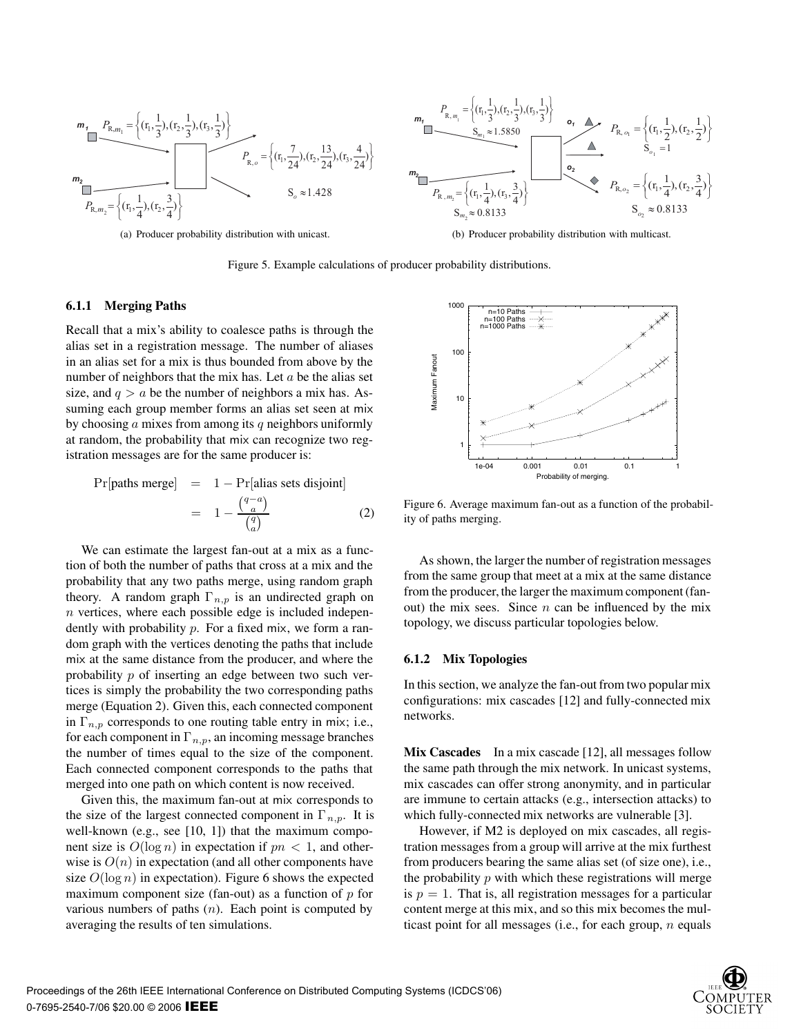(a) Producer probability distribution with unicast.

(b) Producer probability distribution with multicast.

Figure 5. Example calculations of producer probability distributions.

#### 6.1.1 Merging Paths

Recall that a mix's ability to coalesce paths is through the alias set in a registration message. The number of aliases in an alias set for a mix is thus bounded from above by the number of neighbors that the mix has. Let $a$ be the alias set size, and $q > a$ be the number of neighbors a mix has. Assuming each group member forms an alias set seen at mix by choosing $a$ mixes from among its $q$ neighbors uniformly at random, the probability that mix can recognize two registration messages are for the same producer is:

$$\begin{aligned} \Pr[\text{paths merge}] &= 1 - \Pr[\text{alias sets disjoint}] \\ &= 1 - \frac{\binom{q-a}{a}}{\binom{q}{a}} \qquad (2) \end{aligned}$$

We can estimate the largest fan-out at a mix as a function of both the number of paths that cross at a mix and the probability that any two paths merge, using random graph theory. A random graph $\Gamma_{n,p}$ is an undirected graph on $n$ vertices, where each possible edge is included independently with probability $p$. For a fixed mix, we form a random graph with the vertices denoting the paths that include mix at the same distance from the producer, and where the probability $p$ of inserting an edge between two such vertices is simply the probability the two corresponding paths merge (Equation 2). Given this, each connected component in $\Gamma_{n,p}$ corresponds to one routing table entry in mix; i.e., for each component in $\Gamma_{n,p}$, an incoming message branches the number of times equal to the size of the component. Each connected component corresponds to the paths that merged into one path on which content is now received.

Given this, the maximum fan-out at mix corresponds to the size of the largest connected component in $\Gamma_{n,p}$. It is well-known (e.g., see [10, 1]) that the maximum component size is $O(\log n)$ in expectation if $pn < 1$, and otherwise is $O(n)$ in expectation (and all other components have size $O(\log n)$ in expectation). Figure 6 shows the expected maximum component size (fan-out) as a function of $p$ for various numbers of paths ($n$). Each point is computed by averaging the results of ten simulations.

Figure 6. Average maximum fan-out as a function of the probability of paths merging.

As shown, the larger the number of registration messages from the same group that meet at a mix at the same distance from the producer, the larger the maximum component (fan-out) the mix sees. Since $n$ can be influenced by the mix topology, we discuss particular topologies below.

#### 6.1.2 Mix Topologies

In this section, we analyze the fan-out from two popular mix configurations: mix cascades [12] and fully-connected mix networks.

**Mix Cascades** In a mix cascade [12], all messages follow the same path through the mix network. In unicast systems, mix cascades can offer strong anonymity, and in particular are immune to certain attacks (e.g., intersection attacks) to which fully-connected mix networks are vulnerable [3].

However, if M2 is deployed on mix cascades, all registration messages from a group will arrive at the mix furthest from producers bearing the same alias set (of size one), i.e., the probability $p$ with which these registrations will merge is $p = 1$. That is, all registration messages for a particular content merge at this mix, and so this mix becomes the multicast point for all messages (i.e., for each group, $n$ equals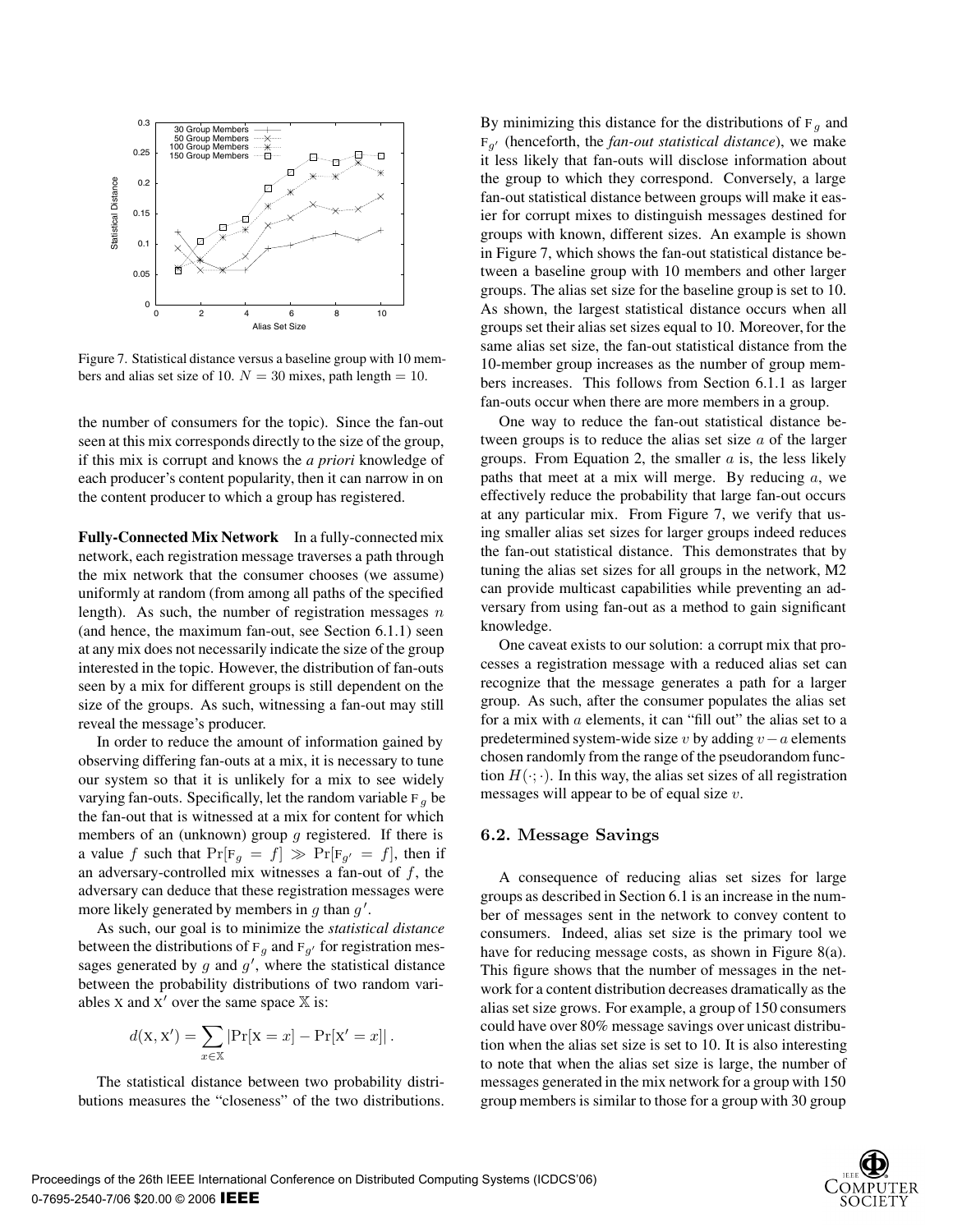Figure 7. Statistical distance versus a baseline group with 10 members and alias set size of 10. $N = 30$ mixes, path length $= 10$.

the number of consumers for the topic). Since the fan-out seen at this mix corresponds directly to the size of the group, if this mix is corrupt and knows the *a priori* knowledge of each producer's content popularity, then it can narrow in on the content producer to which a group has registered.

**Fully-Connected Mix Network** In a fully-connected mix network, each registration message traverses a path through the mix network that the consumer chooses (we assume) uniformly at random (from among all paths of the specified length). As such, the number of registration messages $n$ (and hence, the maximum fan-out, see Section 6.1.1) seen at any mix does not necessarily indicate the size of the group interested in the topic. However, the distribution of fan-outs seen by a mix for different groups is still dependent on the size of the groups. As such, witnessing a fan-out may still reveal the message's producer.

In order to reduce the amount of information gained by observing differing fan-outs at a mix, it is necessary to tune our system so that it is unlikely for a mix to see widely varying fan-outs. Specifically, let the random variable $\mathrm{F}_g$ be the fan-out that is witnessed at a mix for content for which members of an (unknown) group $g$ registered. If there is a value $f$ such that $\Pr[\mathrm{F}_g = f] \gg \Pr[\mathrm{F}_{g'} = f]$, then if an adversary-controlled mix witnesses a fan-out of $f$, the adversary can deduce that these registration messages were more likely generated by members in $g$ than $g'$.

As such, our goal is to minimize the *statistical distance* between the distributions of $\mathrm{F}_g$ and $\mathrm{F}_{g'}$ for registration messages generated by $g$ and $g'$, where the statistical distance between the probability distributions of two random variables $\mathrm{X}$ and $\mathrm{X}'$ over the same space $\mathbb{X}$ is:

$$d(\mathrm{X}, \mathrm{X}') = \sum_{x \in \mathbb{X}} |\Pr[\mathrm{X} = x] - \Pr[\mathrm{X}' = x]| .$$

The statistical distance between two probability distributions measures the "closeness" of the two distributions. By minimizing this distance for the distributions of $\mathrm{F}_g$ and $\mathrm{F}_{g'}$ (henceforth, the *fan-out statistical distance*), we make it less likely that fan-outs will disclose information about the group to which they correspond. Conversely, a large fan-out statistical distance between groups will make it easier for corrupt mixes to distinguish messages destined for groups with known, different sizes. An example is shown in Figure 7, which shows the fan-out statistical distance between a baseline group with 10 members and other larger groups. The alias set size for the baseline group is set to 10. As shown, the largest statistical distance occurs when all groups set their alias set sizes equal to 10. Moreover, for the same alias set size, the fan-out statistical distance from the 10-member group increases as the number of group members increases. This follows from Section 6.1.1 as larger fan-outs occur when there are more members in a group.

One way to reduce the fan-out statistical distance between groups is to reduce the alias set size $a$ of the larger groups. From Equation 2, the smaller $a$ is, the less likely paths that meet at a mix will merge. By reducing $a$, we effectively reduce the probability that large fan-out occurs at any particular mix. From Figure 7, we verify that using smaller alias set sizes for larger groups indeed reduces the fan-out statistical distance. This demonstrates that by tuning the alias set sizes for all groups in the network, M2 can provide multicast capabilities while preventing an adversary from using fan-out as a method to gain significant knowledge.

One caveat exists to our solution: a corrupt mix that processes a registration message with a reduced alias set can recognize that the message generates a path for a larger group. As such, after the consumer populates the alias set for a mix with $a$ elements, it can "fill out" the alias set to a predetermined system-wide size $v$ by adding $v - a$ elements chosen randomly from the range of the pseudorandom function $H(\cdot;\cdot)$. In this way, the alias set sizes of all registration messages will appear to be of equal size $v$.

### 6.2. Message Savings

A consequence of reducing alias set sizes for large groups as described in Section 6.1 is an increase in the number of messages sent in the network to convey content to consumers. Indeed, alias set size is the primary tool we have for reducing message costs, as shown in Figure 8(a). This figure shows that the number of messages in the network for a content distribution decreases dramatically as the alias set size grows. For example, a group of 150 consumers could have over 80% message savings over unicast distribution when the alias set size is set to 10. It is also interesting to note that when the alias set size is large, the number of messages generated in the mix network for a group with 150 group members is similar to those for a group with 30 group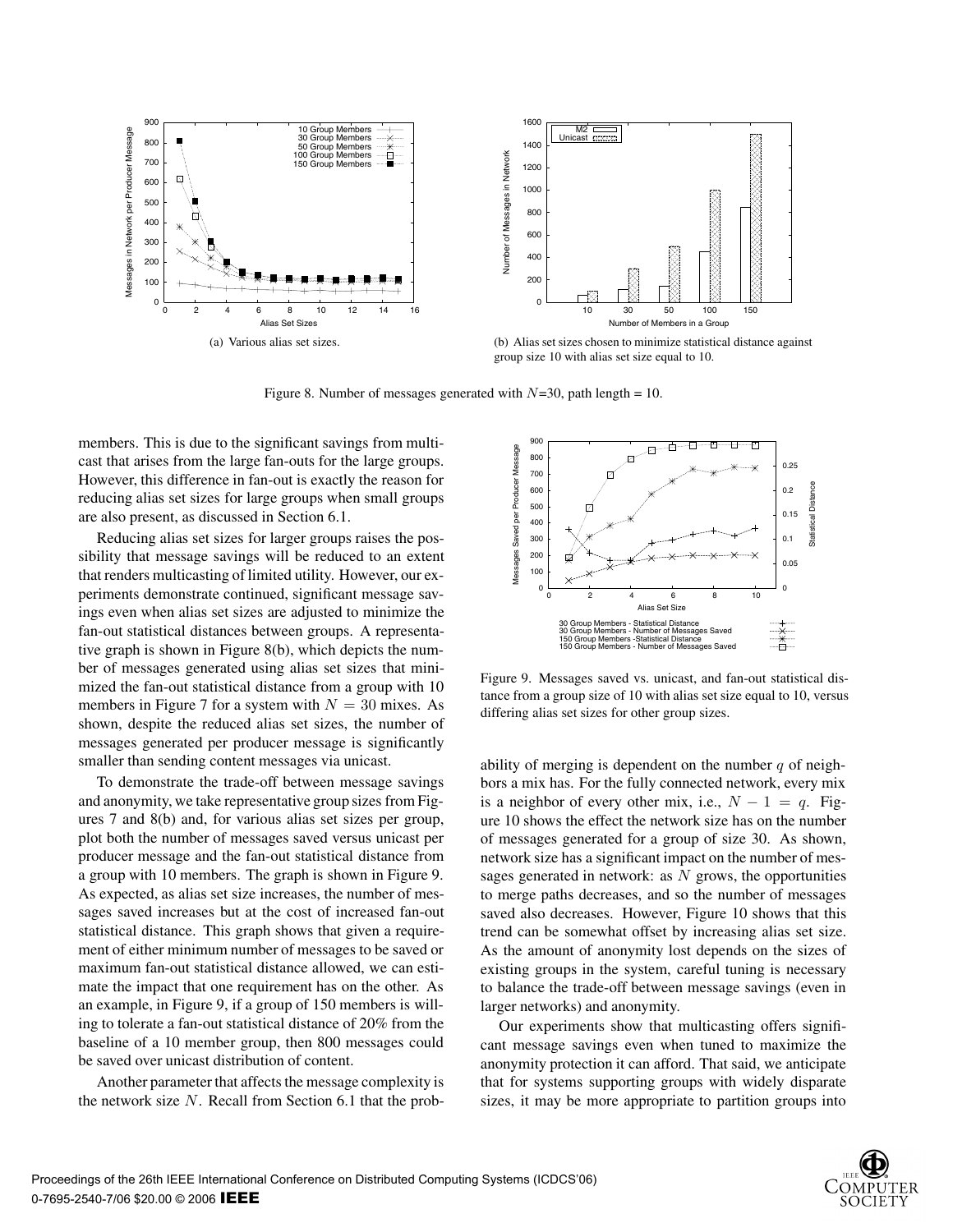(a) Various alias set sizes.

(b) Alias set sizes chosen to minimize statistical distance against group size 10 with alias set size equal to 10.

Figure 8. Number of messages generated with $N$=30, path length = 10.

members. This is due to the significant savings from multicast that arises from the large fan-outs for the large groups. However, this difference in fan-out is exactly the reason for reducing alias set sizes for large groups when small groups are also present, as discussed in Section 6.1.

Reducing alias set sizes for larger groups raises the possibility that message savings will be reduced to an extent that renders multicasting of limited utility. However, our experiments demonstrate continued, significant message savings even when alias set sizes are adjusted to minimize the fan-out statistical distances between groups. A representative graph is shown in Figure 8(b), which depicts the number of messages generated using alias set sizes that minimized the fan-out statistical distance from a group with 10 members in Figure 7 for a system with $N = 30$ mixes. As shown, despite the reduced alias set sizes, the number of messages generated per producer message is significantly smaller than sending content messages via unicast.

To demonstrate the trade-off between message savings and anonymity, we take representative group sizes from Figures 7 and 8(b) and, for various alias set sizes per group, plot both the number of messages saved versus unicast per producer message and the fan-out statistical distance from a group with 10 members. The graph is shown in Figure 9. As expected, as alias set size increases, the number of messages saved increases but at the cost of increased fan-out statistical distance. This graph shows that given a requirement of either minimum number of messages to be saved or maximum fan-out statistical distance allowed, we can estimate the impact that one requirement has on the other. As an example, in Figure 9, if a group of 150 members is willing to tolerate a fan-out statistical distance of 20% from the baseline of a 10 member group, then 800 messages could be saved over unicast distribution of content.

Another parameter that affects the message complexity is the network size $N$. Recall from Section 6.1 that the probability of merging is dependent on the number $q$ of neighbors a mix has. For the fully connected network, every mix is a neighbor of every other mix, i.e., $N - 1 = q$. Figure 10 shows the effect the network size has on the number of messages generated for a group of size 30. As shown, network size has a significant impact on the number of messages generated in network: as $N$ grows, the opportunities to merge paths decreases, and so the number of messages saved also decreases. However, Figure 10 shows that this trend can be somewhat offset by increasing alias set size. As the amount of anonymity lost depends on the sizes of existing groups in the system, careful tuning is necessary to balance the trade-off between message savings (even in larger networks) and anonymity.

Figure 9. Messages saved vs. unicast, and fan-out statistical distance from a group size of 10 with alias set size equal to 10, versus differing alias set sizes for other group sizes.

Our experiments show that multicasting offers significant message savings even when tuned to maximize the anonymity protection it can afford. That said, we anticipate that for systems supporting groups with widely disparate sizes, it may be more appropriate to partition groups into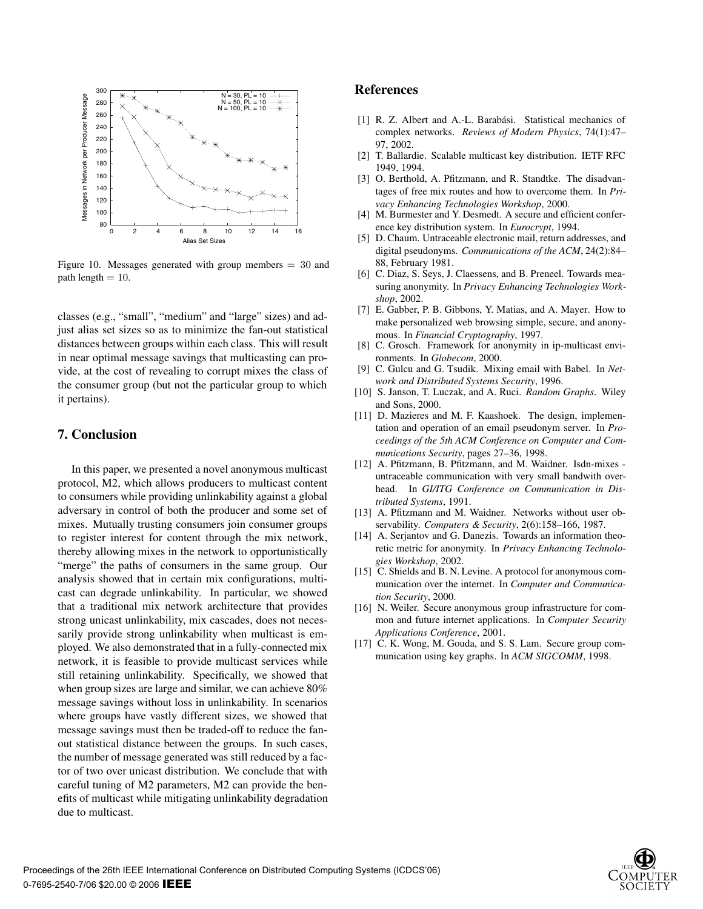300
280
260
240
220
200
180
160
140
120
100
80
0 2 4 6 8 10 12 14 16
Messages in Network per Producer Message
Alias Set Sizes
N = 30, PL = 10
N = 50, PL = 10
N = 100, PL = 10

Figure 10. Messages generated with group members = 30 and path length = 10.

classes (e.g., "small", "medium" and "large" sizes) and adjust alias set sizes so as to minimize the fan-out statistical distances between groups within each class. This will result in near optimal message savings that multicasting can provide, at the cost of revealing to corrupt mixes the class of the consumer group (but not the particular group to which it pertains).

## 7. Conclusion

In this paper, we presented a novel anonymous multicast protocol, M2, which allows producers to multicast content to consumers while providing unlinkability against a global adversary in control of both the producer and some set of mixes. Mutually trusting consumers join consumer groups to register interest for content through the mix network, thereby allowing mixes in the network to opportunistically "merge" the paths of consumers in the same group. Our analysis showed that in certain mix configurations, multicast can degrade unlinkability. In particular, we showed that a traditional mix network architecture that provides strong unicast unlinkability, mix cascades, does not necessarily provide strong unlinkability when multicast is employed. We also demonstrated that in a fully-connected mix network, it is feasible to provide multicast services while still retaining unlinkability. Specifically, we showed that when group sizes are large and similar, we can achieve 80% message savings without loss in unlinkability. In scenarios where groups have vastly different sizes, we showed that message savings must then be traded-off to reduce the fan-out statistical distance between the groups. In such cases, the number of message generated was still reduced by a factor of two over unicast distribution. We conclude that with careful tuning of M2 parameters, M2 can provide the benefits of multicast while mitigating unlinkability degradation due to multicast.

## References

[1] R. Z. Albert and A.-L. Barabási. Statistical mechanics of complex networks. *Reviews of Modern Physics*, 74(1):47–97, 2002.

[2] T. Ballardie. Scalable multicast key distribution. IETF RFC 1949, 1994.

[3] O. Berthold, A. Pfitzmann, and R. Standtke. The disadvantages of free mix routes and how to overcome them. In *Privacy Enhancing Technologies Workshop*, 2000.

[4] M. Burmester and Y. Desmedt. A secure and efficient conference key distribution system. In *Eurocrypt*, 1994.

[5] D. Chaum. Untraceable electronic mail, return addresses, and digital pseudonyms. *Communications of the ACM*, 24(2):84–88, February 1981.

[6] C. Diaz, S. Seys, J. Claessens, and B. Preneel. Towards measuring anonymity. In *Privacy Enhancing Technologies Workshop*, 2002.

[7] E. Gabber, P. B. Gibbons, Y. Matias, and A. Mayer. How to make personalized web browsing simple, secure, and anonymous. In *Financial Cryptography*, 1997.

[8] C. Grosch. Framework for anonymity in ip-multicast environments. In *Globecom*, 2000.

[9] C. Gulcu and G. Tsudik. Mixing email with Babel. In *Network and Distributed Systems Security*, 1996.

[10] S. Janson, T. Luczak, and A. Ruci. *Random Graphs*. Wiley and Sons, 2000.

[11] D. Mazieres and M. F. Kaashoek. The design, implementation and operation of an email pseudonym server. In *Proceedings of the 5th ACM Conference on Computer and Communications Security*, pages 27–36, 1998.

[12] A. Pfitzmann, B. Pfitzmann, and M. Waidner. Isdn-mixes - untraceable communication with very small bandwith overhead. In *GI/ITG Conference on Communication in Distributed Systems*, 1991.

[13] A. Pfitzmann and M. Waidner. Networks without user observability. *Computers & Security*, 2(6):158–166, 1987.

[14] A. Serjantov and G. Danezis. Towards an information theoretic metric for anonymity. In *Privacy Enhancing Technologies Workshop*, 2002.

[15] C. Shields and B. N. Levine. A protocol for anonymous communication over the internet. In *Computer and Communication Security*, 2000.

[16] N. Weiler. Secure anonymous group infrastructure for common and future internet applications. In *Computer Security Applications Conference*, 2001.

[17] C. K. Wong, M. Gouda, and S. S. Lam. Secure group communication using key graphs. In *ACM SIGCOMM*, 1998.